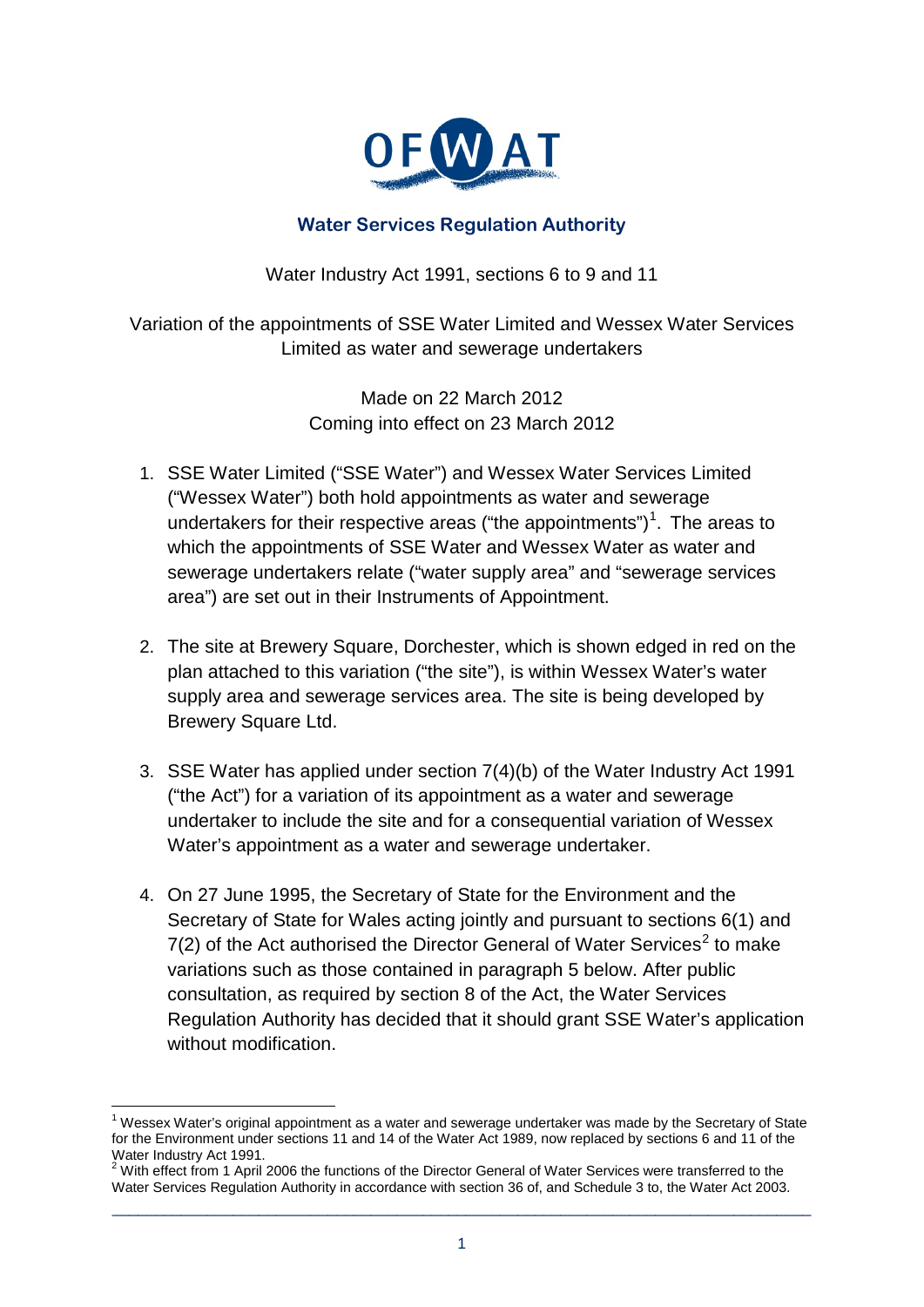OFWAT

**Water Services Regulation Authority**

Water Industry Act 1991, sections 6 to 9 and 11

Variation of the appointments of SSE Water Limited and Wessex Water Services Limited as water and sewerage undertakers

Made on 22 March 2012
Coming into effect on 23 March 2012

1. SSE Water Limited ("SSE Water") and Wessex Water Services Limited ("Wessex Water") both hold appointments as water and sewerage undertakers for their respective areas ("the appointments")[1]. The areas to which the appointments of SSE Water and Wessex Water as water and sewerage undertakers relate ("water supply area" and "sewerage services area") are set out in their Instruments of Appointment.

2. The site at Brewery Square, Dorchester, which is shown edged in red on the plan attached to this variation ("the site"), is within Wessex Water's water supply area and sewerage services area. The site is being developed by Brewery Square Ltd.

3. SSE Water has applied under section 7(4)(b) of the Water Industry Act 1991 ("the Act") for a variation of its appointment as a water and sewerage undertaker to include the site and for a consequential variation of Wessex Water's appointment as a water and sewerage undertaker.

4. On 27 June 1995, the Secretary of State for the Environment and the Secretary of State for Wales acting jointly and pursuant to sections 6(1) and 7(2) of the Act authorised the Director General of Water Services[2] to make variations such as those contained in paragraph 5 below. After public consultation, as required by section 8 of the Act, the Water Services Regulation Authority has decided that it should grant SSE Water's application without modification.

---

[1] Wessex Water's original appointment as a water and sewerage undertaker was made by the Secretary of State for the Environment under sections 11 and 14 of the Water Act 1989, now replaced by sections 6 and 11 of the Water Industry Act 1991.

[2] With effect from 1 April 2006 the functions of the Director General of Water Services were transferred to the Water Services Regulation Authority in accordance with section 36 of, and Schedule 3 to, the Water Act 2003.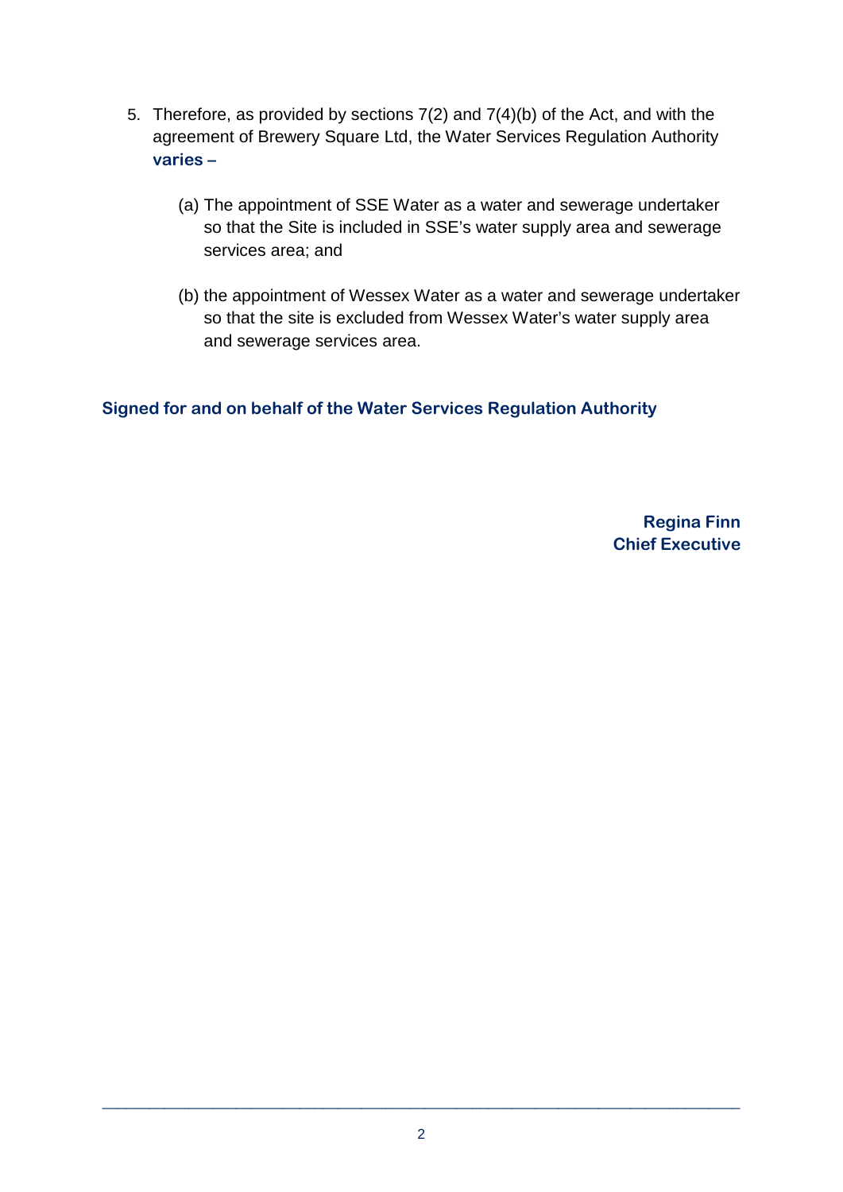5. Therefore, as provided by sections 7(2) and 7(4)(b) of the Act, and with the agreement of Brewery Square Ltd, the Water Services Regulation Authority **varies –**

   (a) The appointment of SSE Water as a water and sewerage undertaker so that the Site is included in SSE's water supply area and sewerage services area; and

   (b) the appointment of Wessex Water as a water and sewerage undertaker so that the site is excluded from Wessex Water's water supply area and sewerage services area.

**Signed for and on behalf of the Water Services Regulation Authority**

**Regina Finn**
**Chief Executive**